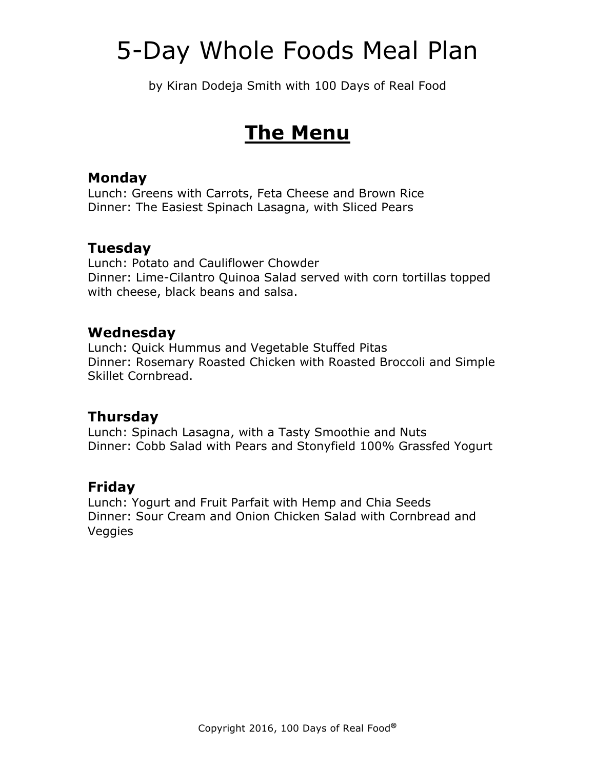# 5-Day Whole Foods Meal Plan

by Kiran Dodeja Smith with 100 Days of Real Food

## The Menu

### Monday

Lunch: Greens with Carrots, Feta Cheese and Brown Rice
Dinner: The Easiest Spinach Lasagna, with Sliced Pears

### Tuesday

Lunch: Potato and Cauliflower Chowder
Dinner: Lime-Cilantro Quinoa Salad served with corn tortillas topped with cheese, black beans and salsa.

### Wednesday

Lunch: Quick Hummus and Vegetable Stuffed Pitas
Dinner: Rosemary Roasted Chicken with Roasted Broccoli and Simple Skillet Cornbread.

### Thursday

Lunch: Spinach Lasagna, with a Tasty Smoothie and Nuts
Dinner: Cobb Salad with Pears and Stonyfield 100% Grassfed Yogurt

### Friday

Lunch: Yogurt and Fruit Parfait with Hemp and Chia Seeds
Dinner: Sour Cream and Onion Chicken Salad with Cornbread and Veggies

Copyright 2016, 100 Days of Real Food®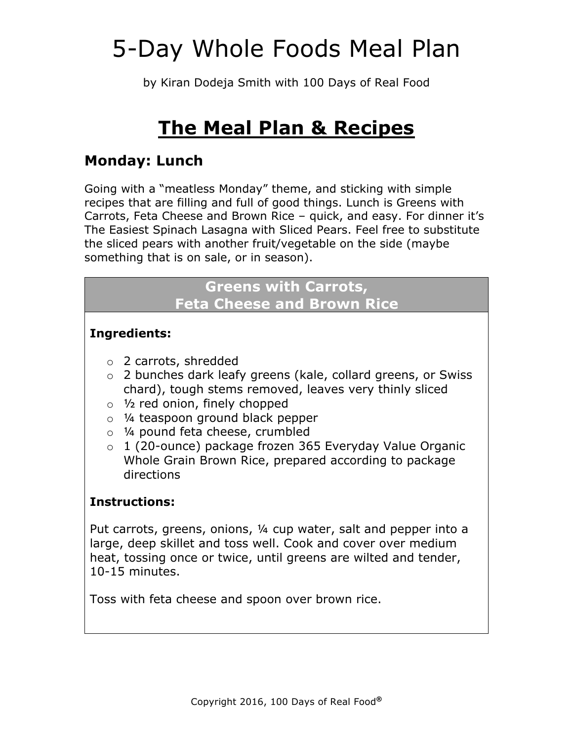# 5-Day Whole Foods Meal Plan

by Kiran Dodeja Smith with 100 Days of Real Food

## The Meal Plan & Recipes

### Monday: Lunch

Going with a "meatless Monday" theme, and sticking with simple recipes that are filling and full of good things. Lunch is Greens with Carrots, Feta Cheese and Brown Rice – quick, and easy. For dinner it's The Easiest Spinach Lasagna with Sliced Pears. Feel free to substitute the sliced pears with another fruit/vegetable on the side (maybe something that is on sale, or in season).

#### Greens with Carrots, Feta Cheese and Brown Rice

**Ingredients:**

- 2 carrots, shredded
- 2 bunches dark leafy greens (kale, collard greens, or Swiss chard), tough stems removed, leaves very thinly sliced
- ½ red onion, finely chopped
- ¼ teaspoon ground black pepper
- ¼ pound feta cheese, crumbled
- 1 (20-ounce) package frozen 365 Everyday Value Organic Whole Grain Brown Rice, prepared according to package directions

**Instructions:**

Put carrots, greens, onions, ¼ cup water, salt and pepper into a large, deep skillet and toss well. Cook and cover over medium heat, tossing once or twice, until greens are wilted and tender, 10-15 minutes.

Toss with feta cheese and spoon over brown rice.

Copyright 2016, 100 Days of Real Food®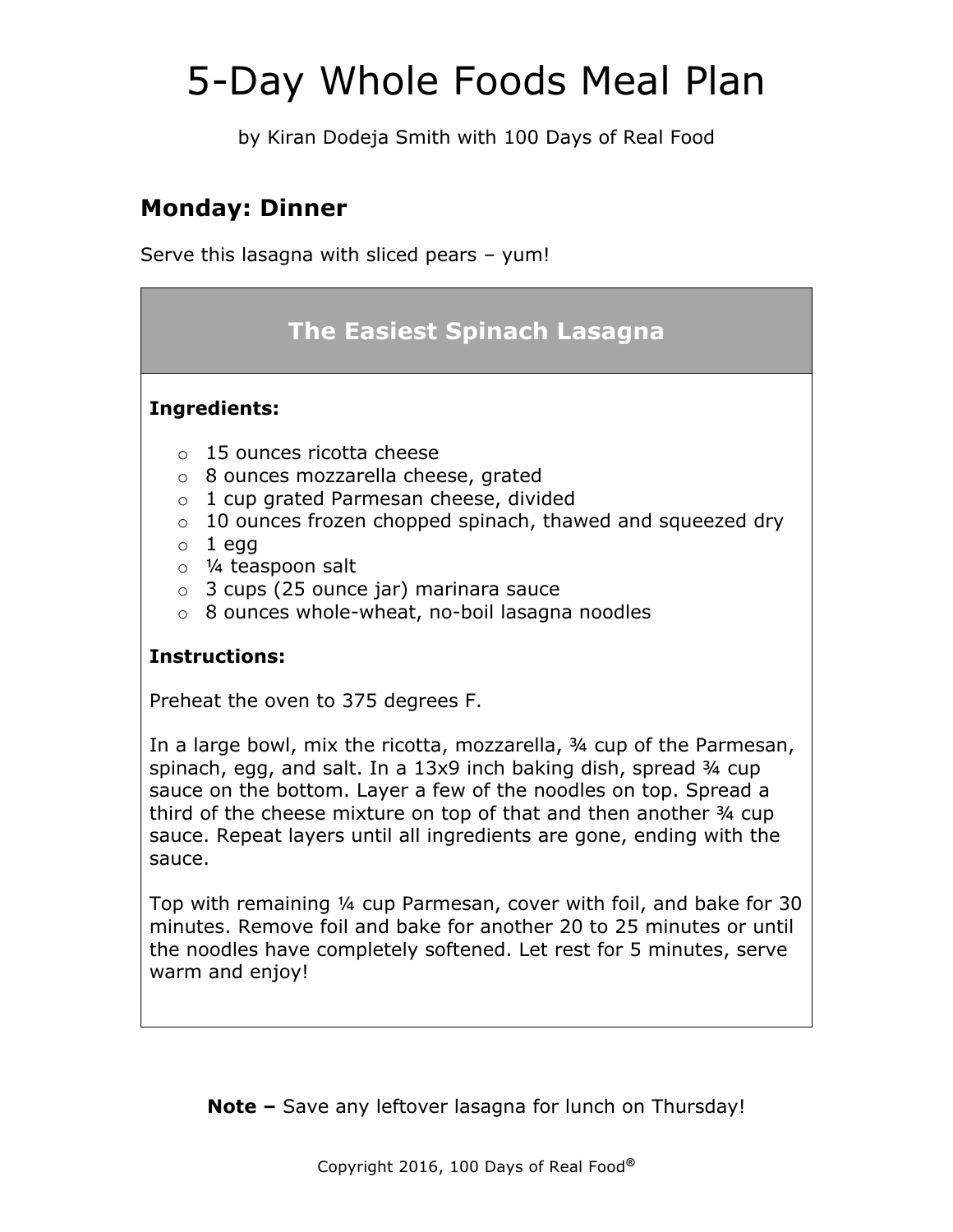# 5-Day Whole Foods Meal Plan

by Kiran Dodeja Smith with 100 Days of Real Food

## Monday: Dinner

Serve this lasagna with sliced pears – yum!

### The Easiest Spinach Lasagna

**Ingredients:**

- 15 ounces ricotta cheese
- 8 ounces mozzarella cheese, grated
- 1 cup grated Parmesan cheese, divided
- 10 ounces frozen chopped spinach, thawed and squeezed dry
- 1 egg
- ¼ teaspoon salt
- 3 cups (25 ounce jar) marinara sauce
- 8 ounces whole-wheat, no-boil lasagna noodles

**Instructions:**

Preheat the oven to 375 degrees F.

In a large bowl, mix the ricotta, mozzarella, ¾ cup of the Parmesan, spinach, egg, and salt. In a 13x9 inch baking dish, spread ¾ cup sauce on the bottom. Layer a few of the noodles on top. Spread a third of the cheese mixture on top of that and then another ¾ cup sauce. Repeat layers until all ingredients are gone, ending with the sauce.

Top with remaining ¼ cup Parmesan, cover with foil, and bake for 30 minutes. Remove foil and bake for another 20 to 25 minutes or until the noodles have completely softened. Let rest for 5 minutes, serve warm and enjoy!

**Note –** Save any leftover lasagna for lunch on Thursday!

Copyright 2016, 100 Days of Real Food®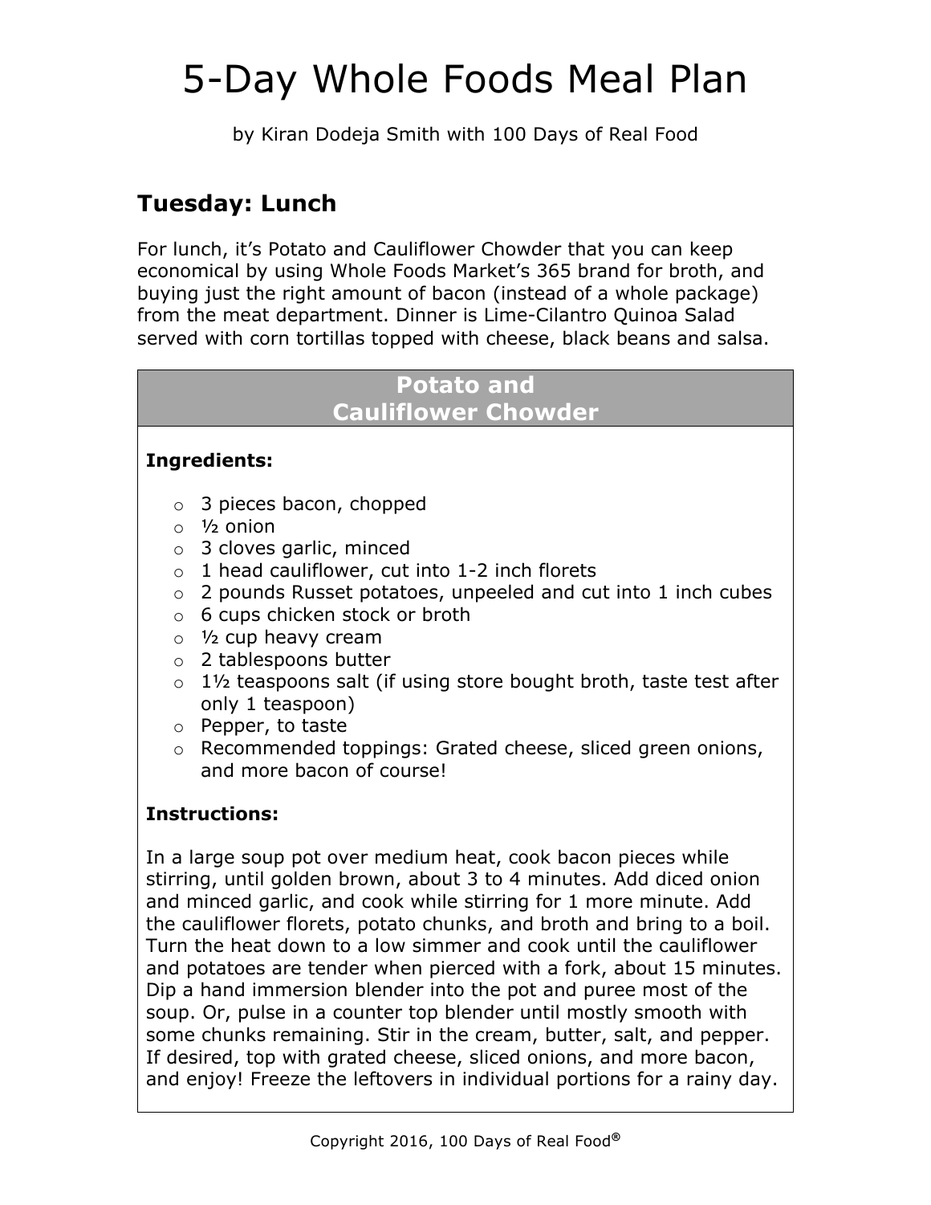# 5-Day Whole Foods Meal Plan

by Kiran Dodeja Smith with 100 Days of Real Food

## Tuesday: Lunch

For lunch, it's Potato and Cauliflower Chowder that you can keep economical by using Whole Foods Market's 365 brand for broth, and buying just the right amount of bacon (instead of a whole package) from the meat department. Dinner is Lime-Cilantro Quinoa Salad served with corn tortillas topped with cheese, black beans and salsa.

### Potato and Cauliflower Chowder

**Ingredients:**

- 3 pieces bacon, chopped
- ½ onion
- 3 cloves garlic, minced
- 1 head cauliflower, cut into 1-2 inch florets
- 2 pounds Russet potatoes, unpeeled and cut into 1 inch cubes
- 6 cups chicken stock or broth
- ½ cup heavy cream
- 2 tablespoons butter
- 1½ teaspoons salt (if using store bought broth, taste test after only 1 teaspoon)
- Pepper, to taste
- Recommended toppings: Grated cheese, sliced green onions, and more bacon of course!

**Instructions:**

In a large soup pot over medium heat, cook bacon pieces while stirring, until golden brown, about 3 to 4 minutes. Add diced onion and minced garlic, and cook while stirring for 1 more minute. Add the cauliflower florets, potato chunks, and broth and bring to a boil. Turn the heat down to a low simmer and cook until the cauliflower and potatoes are tender when pierced with a fork, about 15 minutes. Dip a hand immersion blender into the pot and puree most of the soup. Or, pulse in a counter top blender until mostly smooth with some chunks remaining. Stir in the cream, butter, salt, and pepper. If desired, top with grated cheese, sliced onions, and more bacon, and enjoy! Freeze the leftovers in individual portions for a rainy day.

Copyright 2016, 100 Days of Real Food®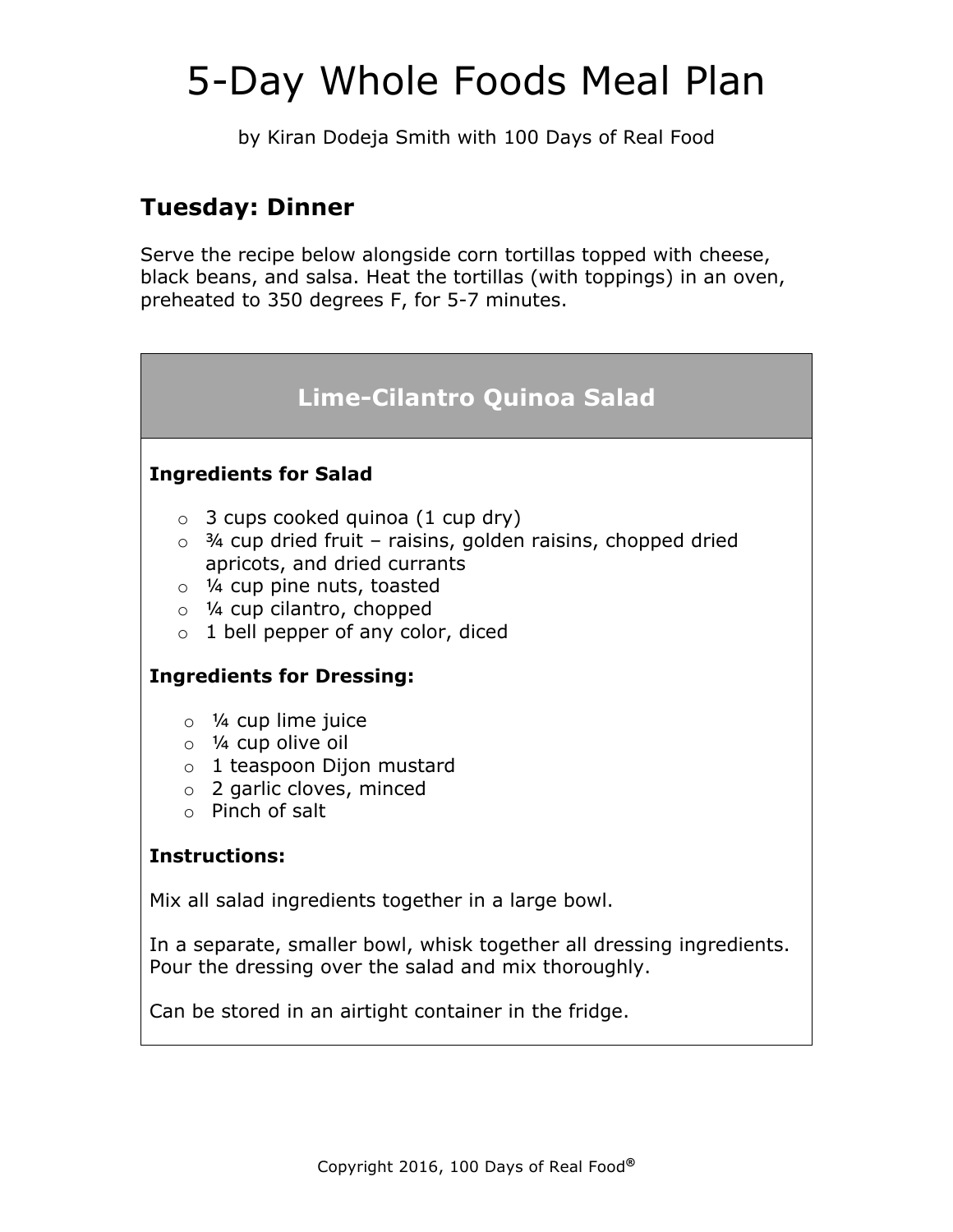# 5-Day Whole Foods Meal Plan

by Kiran Dodeja Smith with 100 Days of Real Food

## Tuesday: Dinner

Serve the recipe below alongside corn tortillas topped with cheese, black beans, and salsa. Heat the tortillas (with toppings) in an oven, preheated to 350 degrees F, for 5-7 minutes.

### Lime-Cilantro Quinoa Salad

**Ingredients for Salad**

- 3 cups cooked quinoa (1 cup dry)
- ¾ cup dried fruit – raisins, golden raisins, chopped dried apricots, and dried currants
- ¼ cup pine nuts, toasted
- ¼ cup cilantro, chopped
- 1 bell pepper of any color, diced

**Ingredients for Dressing:**

- ¼ cup lime juice
- ¼ cup olive oil
- 1 teaspoon Dijon mustard
- 2 garlic cloves, minced
- Pinch of salt

**Instructions:**

Mix all salad ingredients together in a large bowl.

In a separate, smaller bowl, whisk together all dressing ingredients. Pour the dressing over the salad and mix thoroughly.

Can be stored in an airtight container in the fridge.

Copyright 2016, 100 Days of Real Food®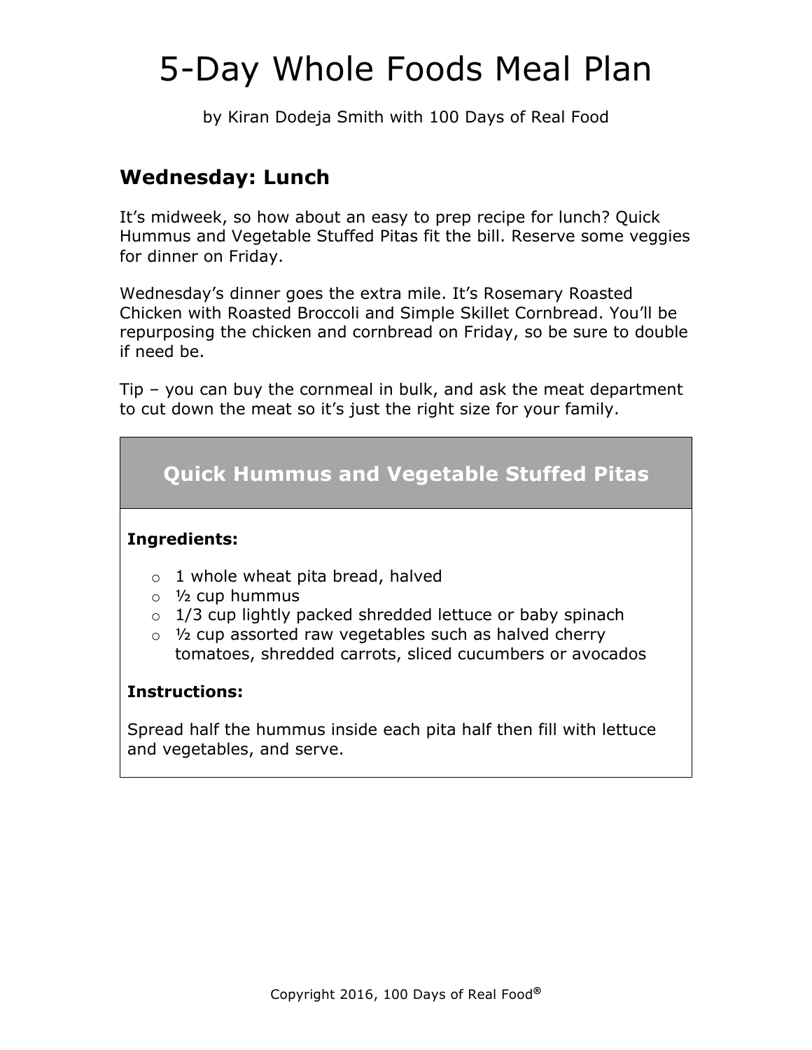# 5-Day Whole Foods Meal Plan

by Kiran Dodeja Smith with 100 Days of Real Food

## Wednesday: Lunch

It's midweek, so how about an easy to prep recipe for lunch? Quick Hummus and Vegetable Stuffed Pitas fit the bill. Reserve some veggies for dinner on Friday.

Wednesday's dinner goes the extra mile. It's Rosemary Roasted Chicken with Roasted Broccoli and Simple Skillet Cornbread. You'll be repurposing the chicken and cornbread on Friday, so be sure to double if need be.

Tip – you can buy the cornmeal in bulk, and ask the meat department to cut down the meat so it's just the right size for your family.

### Quick Hummus and Vegetable Stuffed Pitas

**Ingredients:**

- 1 whole wheat pita bread, halved
- ½ cup hummus
- 1/3 cup lightly packed shredded lettuce or baby spinach
- ½ cup assorted raw vegetables such as halved cherry tomatoes, shredded carrots, sliced cucumbers or avocados

**Instructions:**

Spread half the hummus inside each pita half then fill with lettuce and vegetables, and serve.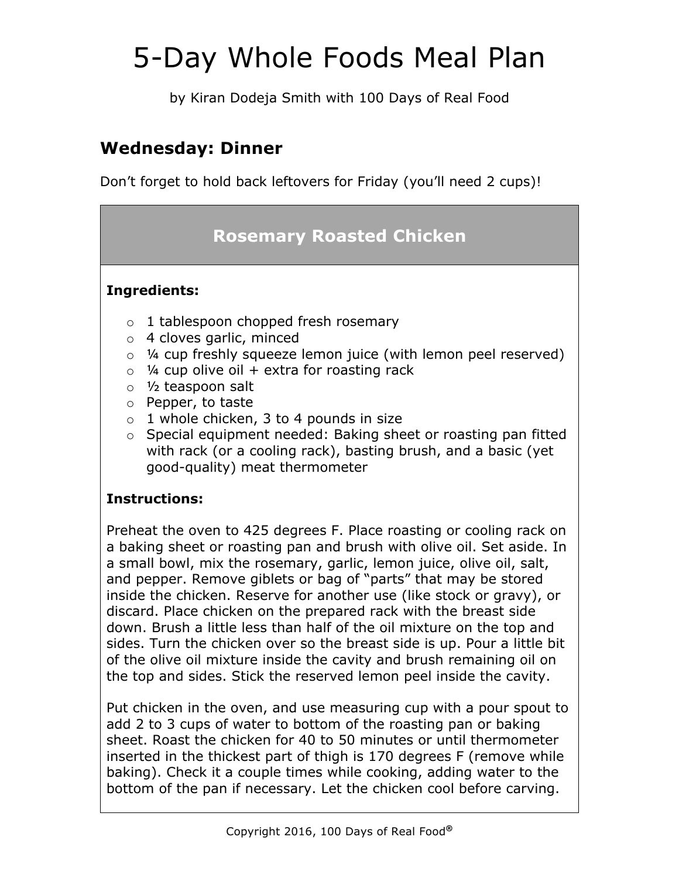# 5-Day Whole Foods Meal Plan

by Kiran Dodeja Smith with 100 Days of Real Food

## Wednesday: Dinner

Don't forget to hold back leftovers for Friday (you'll need 2 cups)!

### Rosemary Roasted Chicken

**Ingredients:**

- 1 tablespoon chopped fresh rosemary
- 4 cloves garlic, minced
- ¼ cup freshly squeeze lemon juice (with lemon peel reserved)
- ¼ cup olive oil + extra for roasting rack
- ½ teaspoon salt
- Pepper, to taste
- 1 whole chicken, 3 to 4 pounds in size
- Special equipment needed: Baking sheet or roasting pan fitted with rack (or a cooling rack), basting brush, and a basic (yet good-quality) meat thermometer

**Instructions:**

Preheat the oven to 425 degrees F. Place roasting or cooling rack on a baking sheet or roasting pan and brush with olive oil. Set aside. In a small bowl, mix the rosemary, garlic, lemon juice, olive oil, salt, and pepper. Remove giblets or bag of "parts" that may be stored inside the chicken. Reserve for another use (like stock or gravy), or discard. Place chicken on the prepared rack with the breast side down. Brush a little less than half of the oil mixture on the top and sides. Turn the chicken over so the breast side is up. Pour a little bit of the olive oil mixture inside the cavity and brush remaining oil on the top and sides. Stick the reserved lemon peel inside the cavity.

Put chicken in the oven, and use measuring cup with a pour spout to add 2 to 3 cups of water to bottom of the roasting pan or baking sheet. Roast the chicken for 40 to 50 minutes or until thermometer inserted in the thickest part of thigh is 170 degrees F (remove while baking). Check it a couple times while cooking, adding water to the bottom of the pan if necessary. Let the chicken cool before carving.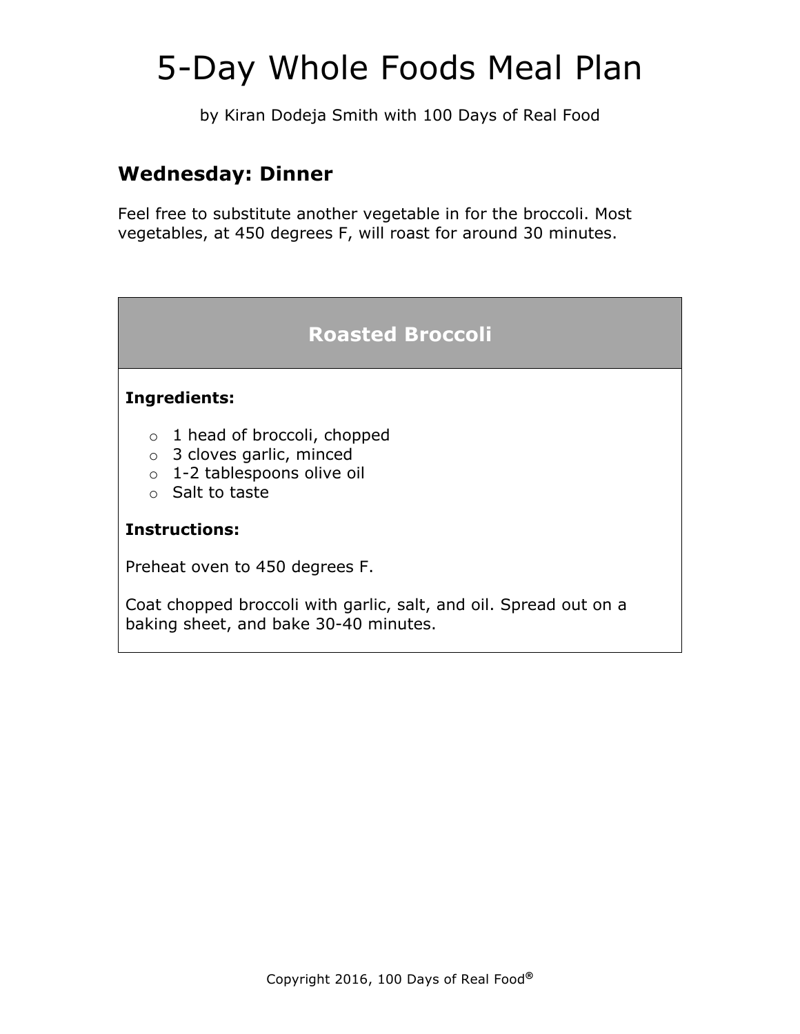# 5-Day Whole Foods Meal Plan

by Kiran Dodeja Smith with 100 Days of Real Food

## Wednesday: Dinner

Feel free to substitute another vegetable in for the broccoli. Most vegetables, at 450 degrees F, will roast for around 30 minutes.

### Roasted Broccoli

**Ingredients:**

- 1 head of broccoli, chopped
- 3 cloves garlic, minced
- 1-2 tablespoons olive oil
- Salt to taste

**Instructions:**

Preheat oven to 450 degrees F.

Coat chopped broccoli with garlic, salt, and oil. Spread out on a baking sheet, and bake 30-40 minutes.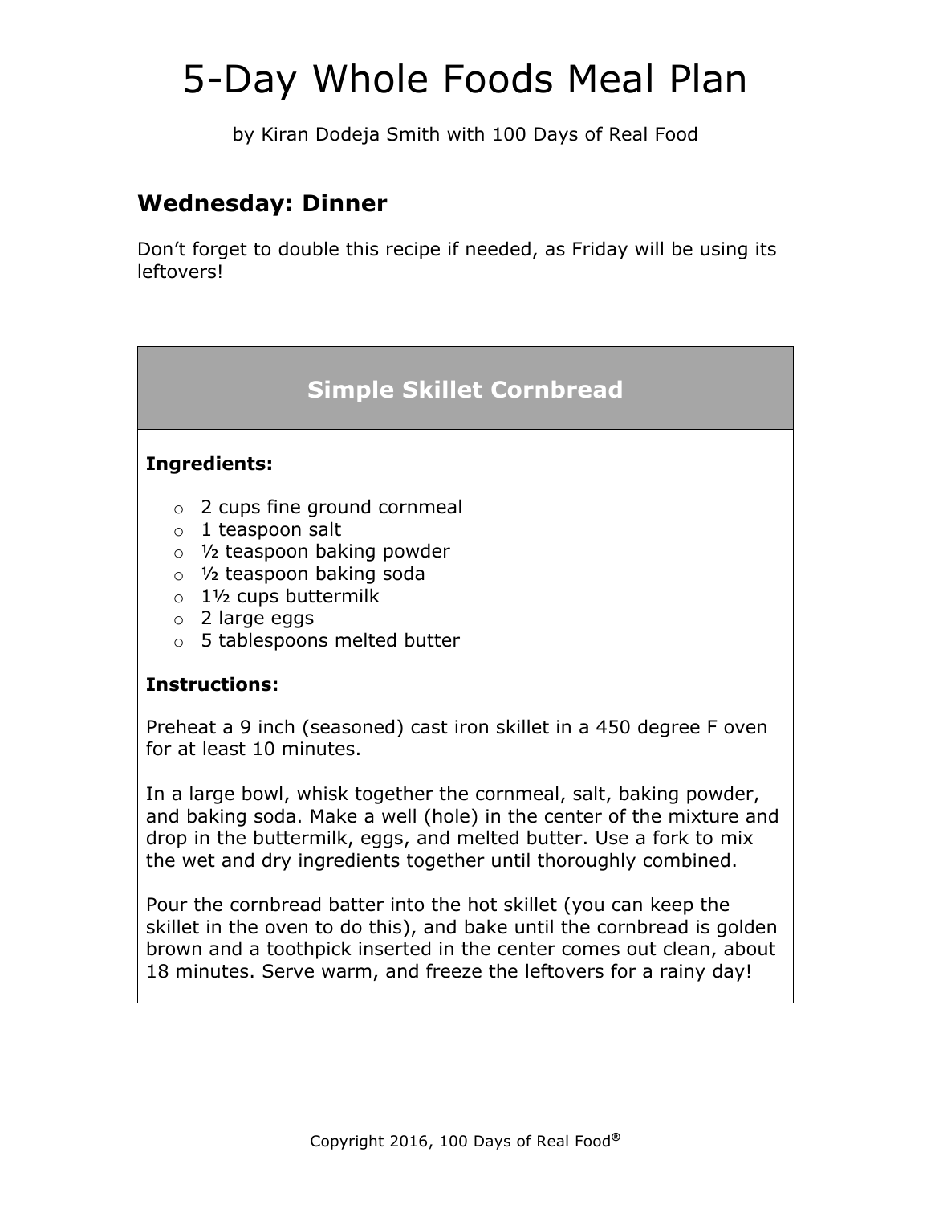# 5-Day Whole Foods Meal Plan

by Kiran Dodeja Smith with 100 Days of Real Food

## Wednesday: Dinner

Don't forget to double this recipe if needed, as Friday will be using its leftovers!

### Simple Skillet Cornbread

**Ingredients:**

- 2 cups fine ground cornmeal
- 1 teaspoon salt
- ½ teaspoon baking powder
- ½ teaspoon baking soda
- 1½ cups buttermilk
- 2 large eggs
- 5 tablespoons melted butter

**Instructions:**

Preheat a 9 inch (seasoned) cast iron skillet in a 450 degree F oven for at least 10 minutes.

In a large bowl, whisk together the cornmeal, salt, baking powder, and baking soda. Make a well (hole) in the center of the mixture and drop in the buttermilk, eggs, and melted butter. Use a fork to mix the wet and dry ingredients together until thoroughly combined.

Pour the cornbread batter into the hot skillet (you can keep the skillet in the oven to do this), and bake until the cornbread is golden brown and a toothpick inserted in the center comes out clean, about 18 minutes. Serve warm, and freeze the leftovers for a rainy day!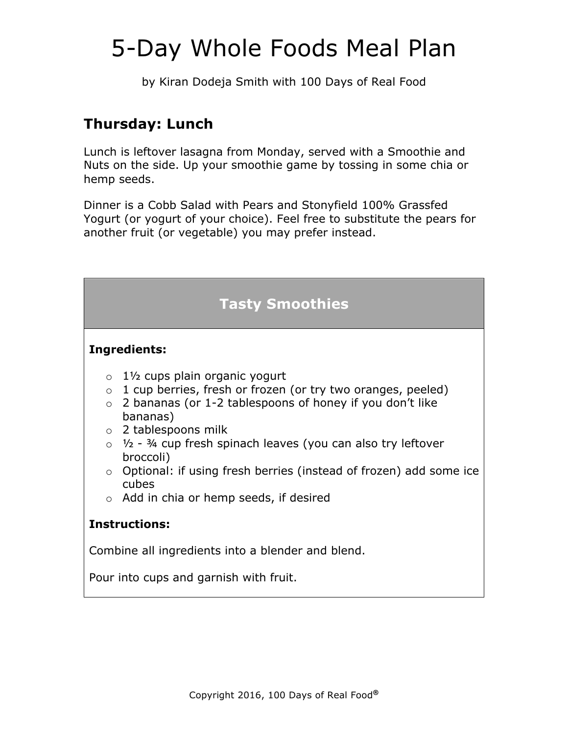# 5-Day Whole Foods Meal Plan

by Kiran Dodeja Smith with 100 Days of Real Food

## Thursday: Lunch

Lunch is leftover lasagna from Monday, served with a Smoothie and Nuts on the side. Up your smoothie game by tossing in some chia or hemp seeds.

Dinner is a Cobb Salad with Pears and Stonyfield 100% Grassfed Yogurt (or yogurt of your choice). Feel free to substitute the pears for another fruit (or vegetable) you may prefer instead.

### Tasty Smoothies

**Ingredients:**

- 1½ cups plain organic yogurt
- 1 cup berries, fresh or frozen (or try two oranges, peeled)
- 2 bananas (or 1-2 tablespoons of honey if you don't like bananas)
- 2 tablespoons milk
- ½ - ¾ cup fresh spinach leaves (you can also try leftover broccoli)
- Optional: if using fresh berries (instead of frozen) add some ice cubes
- Add in chia or hemp seeds, if desired

**Instructions:**

Combine all ingredients into a blender and blend.

Pour into cups and garnish with fruit.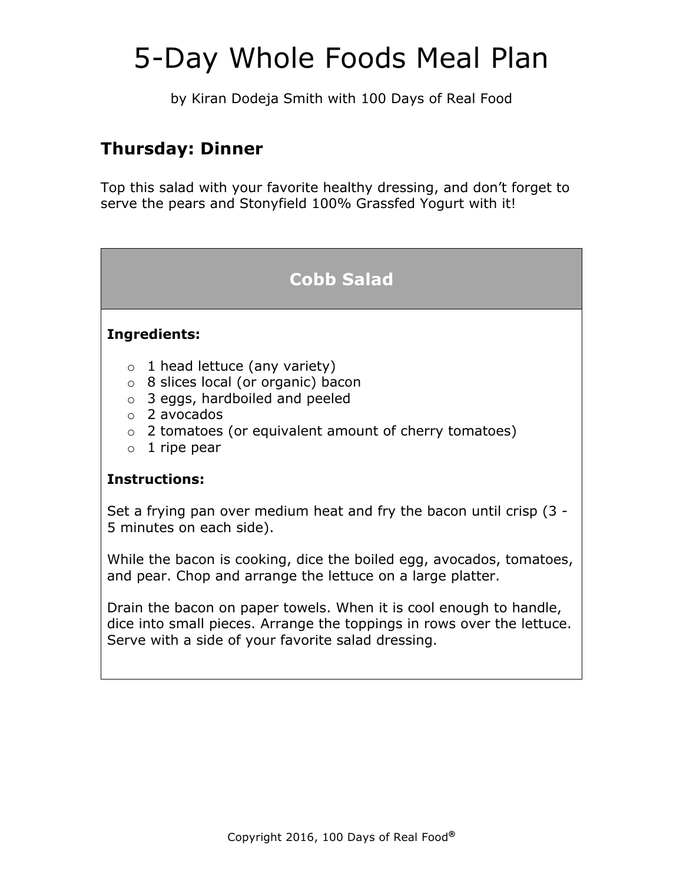# 5-Day Whole Foods Meal Plan

by Kiran Dodeja Smith with 100 Days of Real Food

## Thursday: Dinner

Top this salad with your favorite healthy dressing, and don't forget to serve the pears and Stonyfield 100% Grassfed Yogurt with it!

### Cobb Salad

**Ingredients:**

- 1 head lettuce (any variety)
- 8 slices local (or organic) bacon
- 3 eggs, hardboiled and peeled
- 2 avocados
- 2 tomatoes (or equivalent amount of cherry tomatoes)
- 1 ripe pear

**Instructions:**

Set a frying pan over medium heat and fry the bacon until crisp (3 - 5 minutes on each side).

While the bacon is cooking, dice the boiled egg, avocados, tomatoes, and pear. Chop and arrange the lettuce on a large platter.

Drain the bacon on paper towels. When it is cool enough to handle, dice into small pieces. Arrange the toppings in rows over the lettuce. Serve with a side of your favorite salad dressing.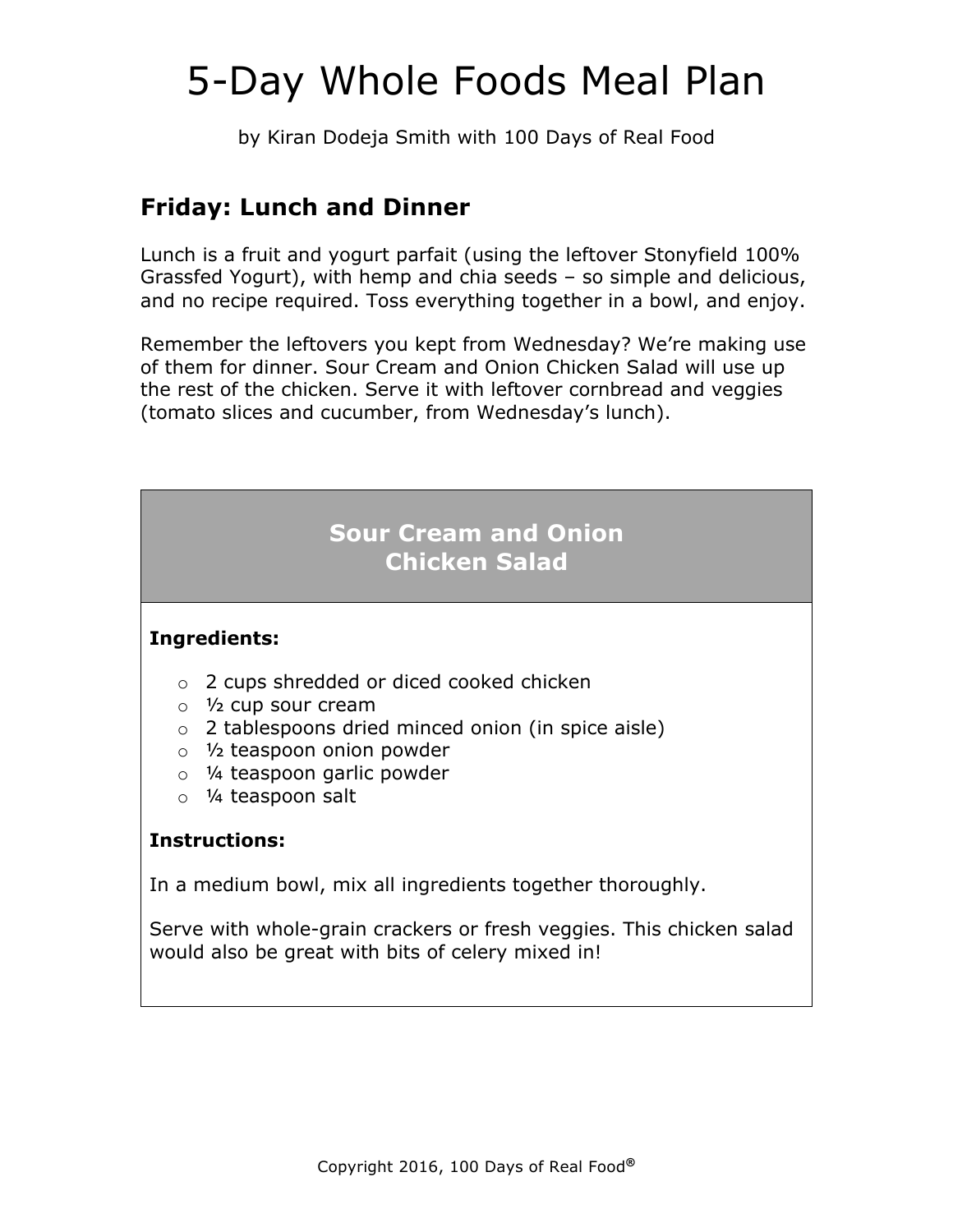# 5-Day Whole Foods Meal Plan

by Kiran Dodeja Smith with 100 Days of Real Food

## Friday: Lunch and Dinner

Lunch is a fruit and yogurt parfait (using the leftover Stonyfield 100% Grassfed Yogurt), with hemp and chia seeds – so simple and delicious, and no recipe required. Toss everything together in a bowl, and enjoy.

Remember the leftovers you kept from Wednesday? We're making use of them for dinner. Sour Cream and Onion Chicken Salad will use up the rest of the chicken. Serve it with leftover cornbread and veggies (tomato slices and cucumber, from Wednesday's lunch).

### Sour Cream and Onion Chicken Salad

**Ingredients:**

- 2 cups shredded or diced cooked chicken
- ½ cup sour cream
- 2 tablespoons dried minced onion (in spice aisle)
- ½ teaspoon onion powder
- ¼ teaspoon garlic powder
- ¼ teaspoon salt

**Instructions:**

In a medium bowl, mix all ingredients together thoroughly.

Serve with whole-grain crackers or fresh veggies. This chicken salad would also be great with bits of celery mixed in!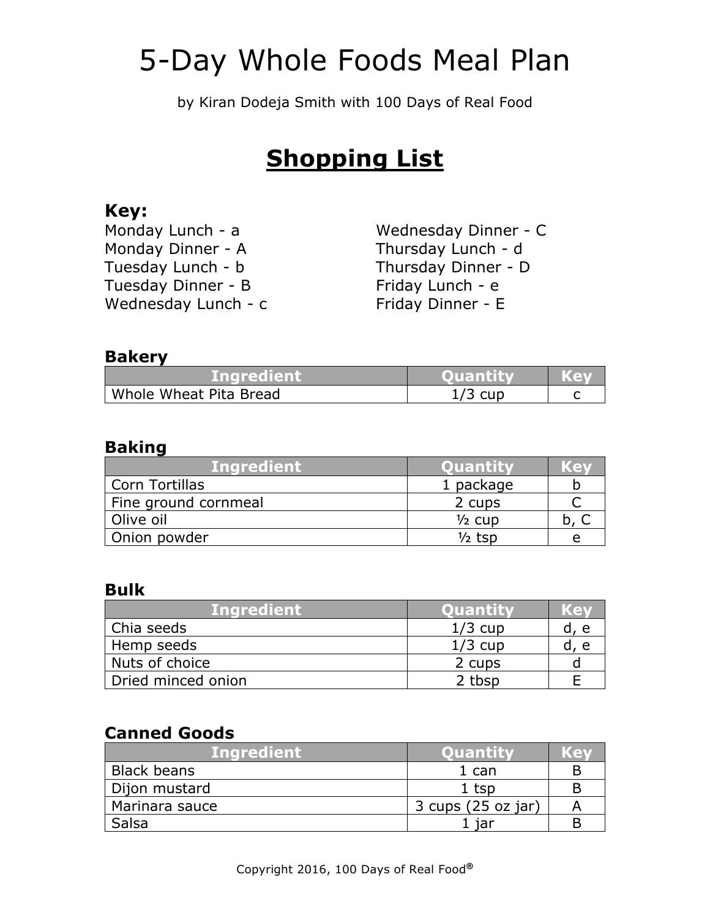# 5-Day Whole Foods Meal Plan

by Kiran Dodeja Smith with 100 Days of Real Food

## Shopping List

### Key:

Monday Lunch - a
Monday Dinner - A
Tuesday Lunch - b
Tuesday Dinner - B
Wednesday Lunch - c
Wednesday Dinner - C
Thursday Lunch - d
Thursday Dinner - D
Friday Lunch - e
Friday Dinner - E

### Bakery

| Ingredient | Quantity | Key |
|---|---|---|
| Whole Wheat Pita Bread | 1/3 cup | c |

### Baking

| Ingredient | Quantity | Key |
|---|---|---|
| Corn Tortillas | 1 package | b |
| Fine ground cornmeal | 2 cups | C |
| Olive oil | ½ cup | b, C |
| Onion powder | ½ tsp | e |

### Bulk

| Ingredient | Quantity | Key |
|---|---|---|
| Chia seeds | 1/3 cup | d, e |
| Hemp seeds | 1/3 cup | d, e |
| Nuts of choice | 2 cups | d |
| Dried minced onion | 2 tbsp | E |

### Canned Goods

| Ingredient | Quantity | Key |
|---|---|---|
| Black beans | 1 can | B |
| Dijon mustard | 1 tsp | B |
| Marinara sauce | 3 cups (25 oz jar) | A |
| Salsa | 1 jar | B |

Copyright 2016, 100 Days of Real Food®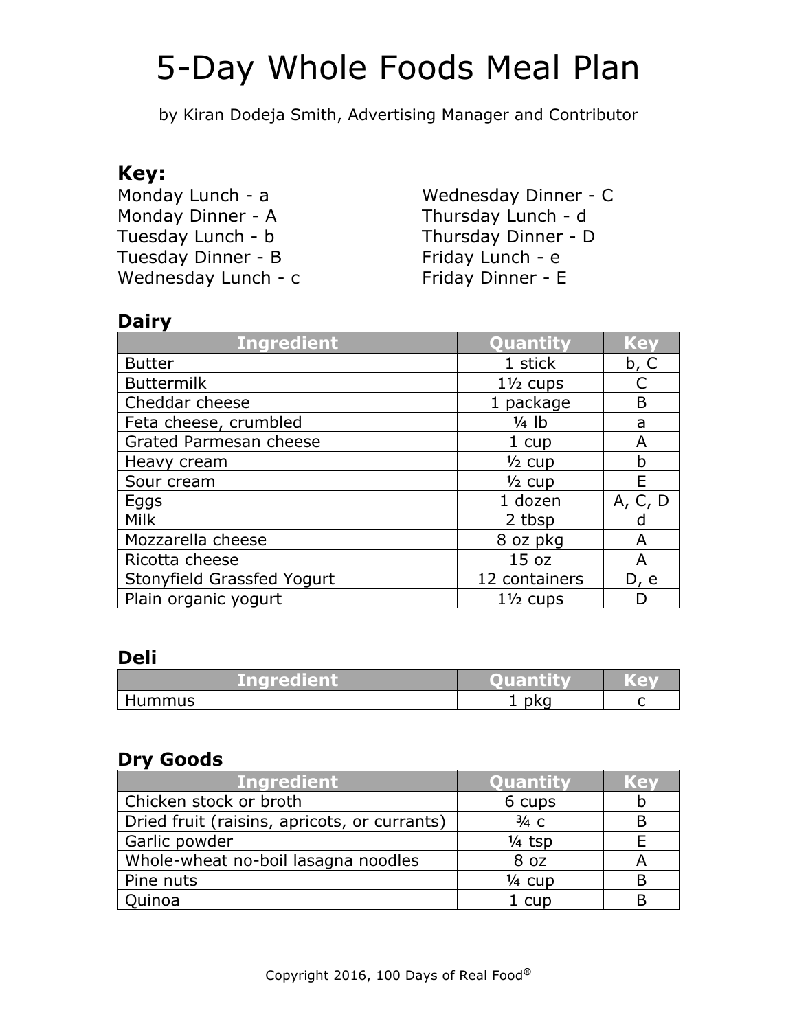# 5-Day Whole Foods Meal Plan

by Kiran Dodeja Smith, Advertising Manager and Contributor

## Key:

Monday Lunch - a
Monday Dinner - A
Tuesday Lunch - b
Tuesday Dinner - B
Wednesday Lunch - c
Wednesday Dinner - C
Thursday Lunch - d
Thursday Dinner - D
Friday Lunch - e
Friday Dinner - E

### Dairy

| Ingredient | Quantity | Key |
|---|---|---|
| Butter | 1 stick | b, C |
| Buttermilk | 1½ cups | C |
| Cheddar cheese | 1 package | B |
| Feta cheese, crumbled | ¼ lb | a |
| Grated Parmesan cheese | 1 cup | A |
| Heavy cream | ½ cup | b |
| Sour cream | ½ cup | E |
| Eggs | 1 dozen | A, C, D |
| Milk | 2 tbsp | d |
| Mozzarella cheese | 8 oz pkg | A |
| Ricotta cheese | 15 oz | A |
| Stonyfield Grassfed Yogurt | 12 containers | D, e |
| Plain organic yogurt | 1½ cups | D |

### Deli

| Ingredient | Quantity | Key |
|---|---|---|
| Hummus | 1 pkg | c |

### Dry Goods

| Ingredient | Quantity | Key |
|---|---|---|
| Chicken stock or broth | 6 cups | b |
| Dried fruit (raisins, apricots, or currants) | ¾ c | B |
| Garlic powder | ¼ tsp | E |
| Whole-wheat no-boil lasagna noodles | 8 oz | A |
| Pine nuts | ¼ cup | B |
| Quinoa | 1 cup | B |

Copyright 2016, 100 Days of Real Food®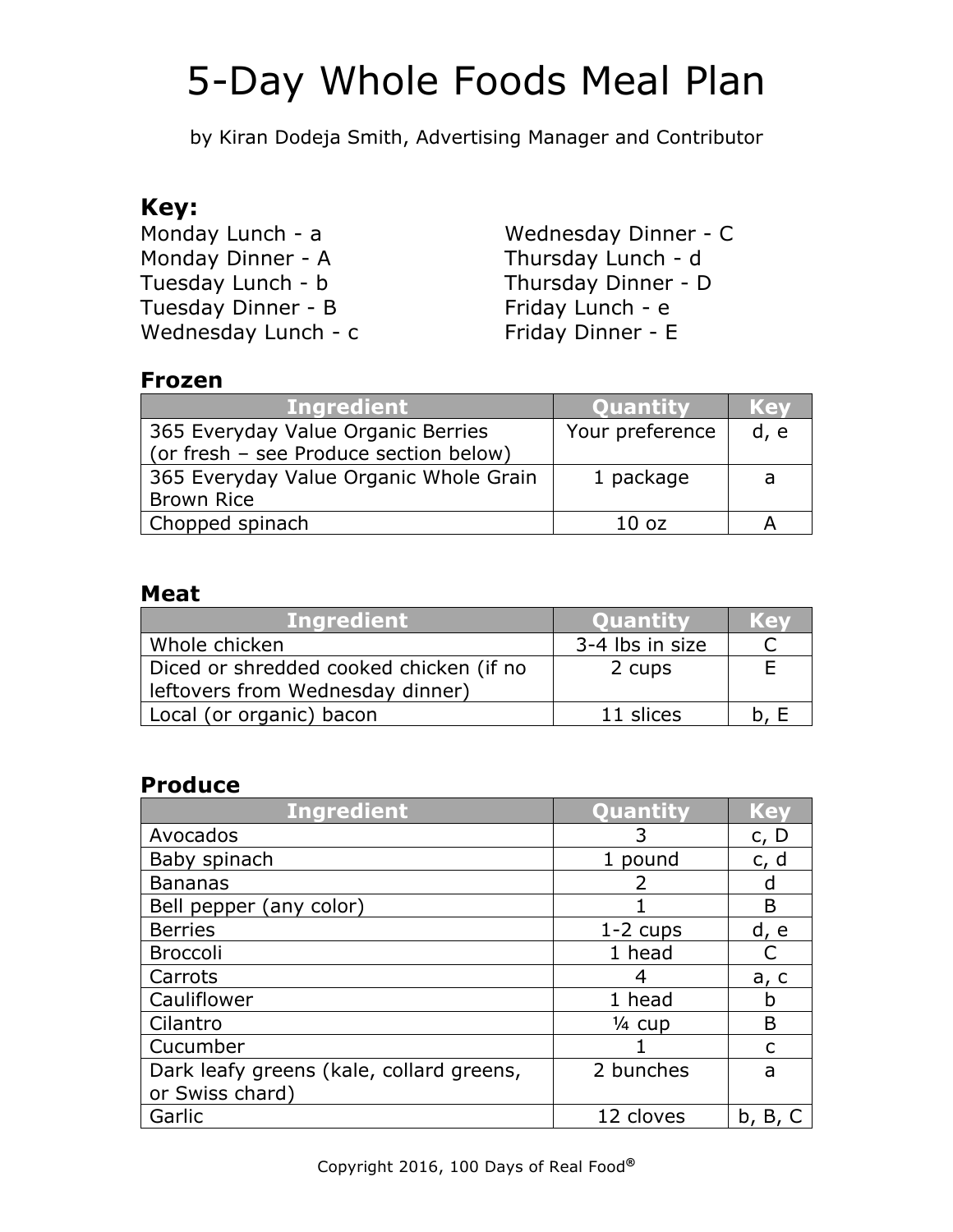# 5-Day Whole Foods Meal Plan

by Kiran Dodeja Smith, Advertising Manager and Contributor

## Key:

Monday Lunch - a
Monday Dinner - A
Tuesday Lunch - b
Tuesday Dinner - B
Wednesday Lunch - c
Wednesday Dinner - C
Thursday Lunch - d
Thursday Dinner - D
Friday Lunch - e
Friday Dinner - E

### Frozen

| Ingredient | Quantity | Key |
|---|---|---|
| 365 Everyday Value Organic Berries (or fresh – see Produce section below) | Your preference | d, e |
| 365 Everyday Value Organic Whole Grain Brown Rice | 1 package | a |
| Chopped spinach | 10 oz | A |

### Meat

| Ingredient | Quantity | Key |
|---|---|---|
| Whole chicken | 3-4 lbs in size | C |
| Diced or shredded cooked chicken (if no leftovers from Wednesday dinner) | 2 cups | E |
| Local (or organic) bacon | 11 slices | b, E |

### Produce

| Ingredient | Quantity | Key |
|---|---|---|
| Avocados | 3 | c, D |
| Baby spinach | 1 pound | c, d |
| Bananas | 2 | d |
| Bell pepper (any color) | 1 | B |
| Berries | 1-2 cups | d, e |
| Broccoli | 1 head | C |
| Carrots | 4 | a, c |
| Cauliflower | 1 head | b |
| Cilantro | ¼ cup | B |
| Cucumber | 1 | c |
| Dark leafy greens (kale, collard greens, or Swiss chard) | 2 bunches | a |
| Garlic | 12 cloves | b, B, C |

Copyright 2016, 100 Days of Real Food®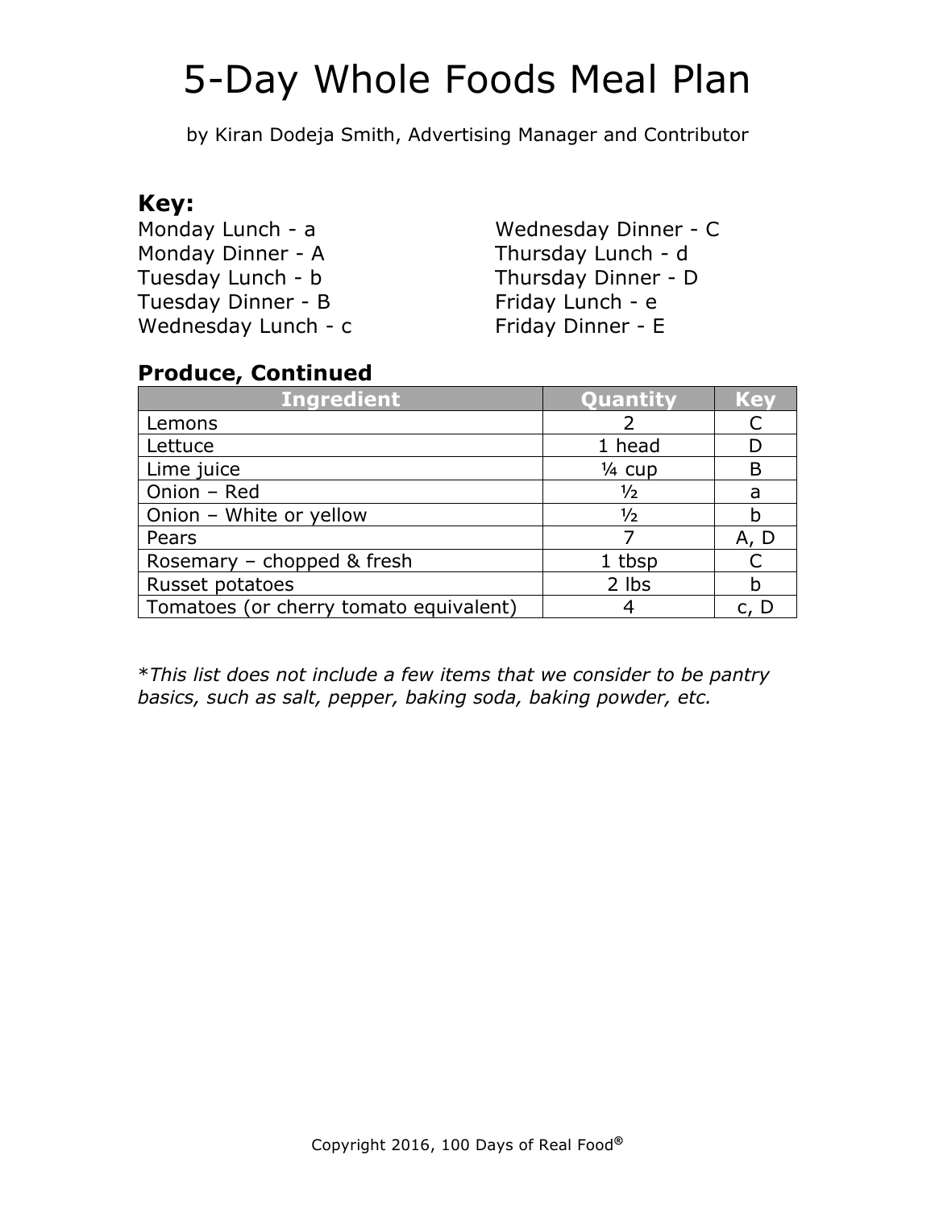# 5-Day Whole Foods Meal Plan

by Kiran Dodeja Smith, Advertising Manager and Contributor

### Key:

Monday Lunch - a
Monday Dinner - A
Tuesday Lunch - b
Tuesday Dinner - B
Wednesday Lunch - c
Wednesday Dinner - C
Thursday Lunch - d
Thursday Dinner - D
Friday Lunch - e
Friday Dinner - E

### Produce, Continued

| Ingredient | Quantity | Key |
| --- | --- | --- |
| Lemons | 2 | C |
| Lettuce | 1 head | D |
| Lime juice | ¼ cup | B |
| Onion – Red | ½ | a |
| Onion – White or yellow | ½ | b |
| Pears | 7 | A, D |
| Rosemary – chopped & fresh | 1 tbsp | C |
| Russet potatoes | 2 lbs | b |
| Tomatoes (or cherry tomato equivalent) | 4 | c, D |

**This list does not include a few items that we consider to be pantry basics, such as salt, pepper, baking soda, baking powder, etc.*

Copyright 2016, 100 Days of Real Food®